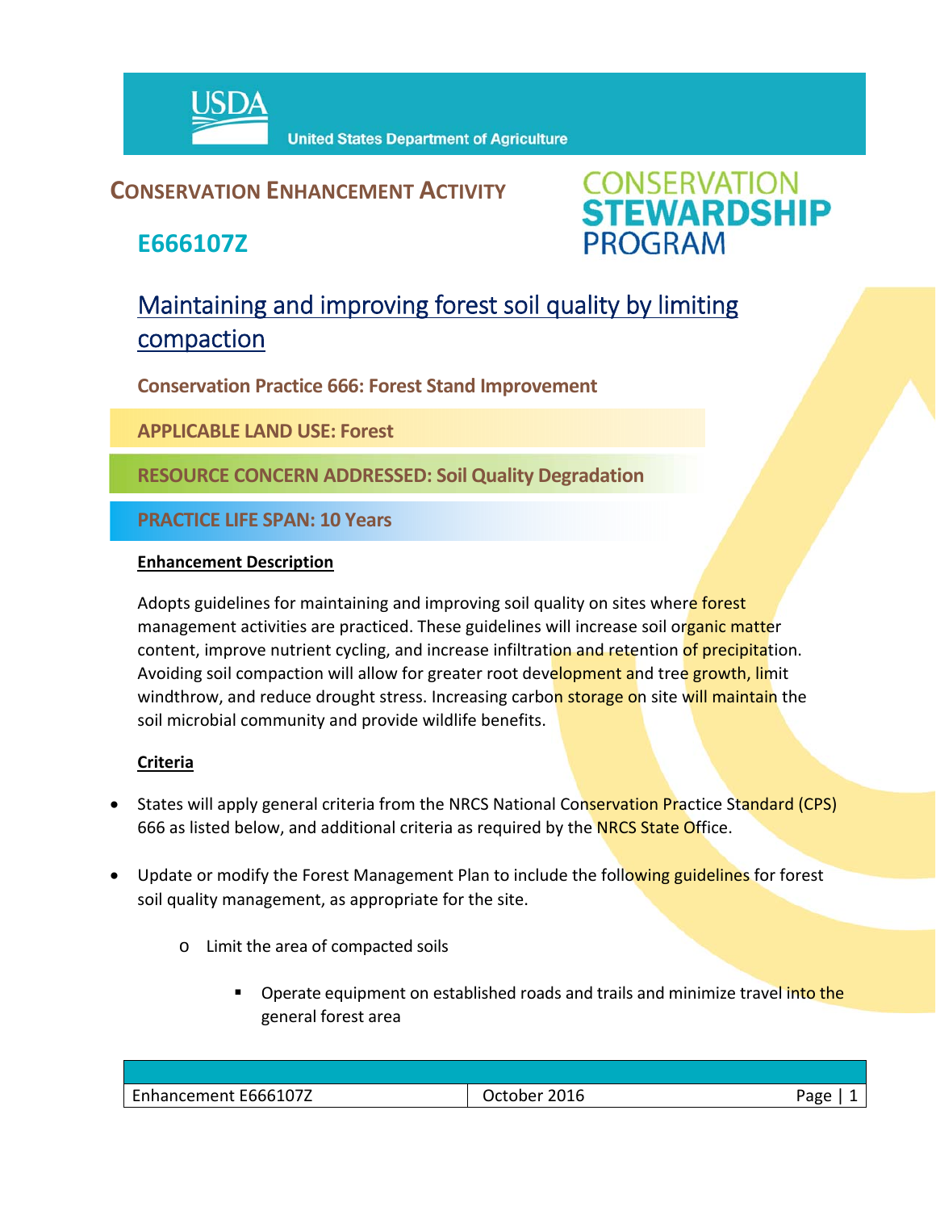USDA United States Department of Agriculture

## CONSERVATION ENHANCEMENT ACTIVITY

CONSERVATION STEWARDSHIP PROGRAM

## E666107Z

# Maintaining and improving forest soil quality by limiting compaction

**Conservation Practice 666: Forest Stand Improvement**

**APPLICABLE LAND USE: Forest**

**RESOURCE CONCERN ADDRESSED: Soil Quality Degradation**

**PRACTICE LIFE SPAN: 10 Years**

### Enhancement Description

Adopts guidelines for maintaining and improving soil quality on sites where forest management activities are practiced. These guidelines will increase soil organic matter content, improve nutrient cycling, and increase infiltration and retention of precipitation. Avoiding soil compaction will allow for greater root development and tree growth, limit windthrow, and reduce drought stress. Increasing carbon storage on site will maintain the soil microbial community and provide wildlife benefits.

### Criteria

- States will apply general criteria from the NRCS National Conservation Practice Standard (CPS) 666 as listed below, and additional criteria as required by the NRCS State Office.
- Update or modify the Forest Management Plan to include the following guidelines for forest soil quality management, as appropriate for the site.
  - Limit the area of compacted soils
    - Operate equipment on established roads and trails and minimize travel into the general forest area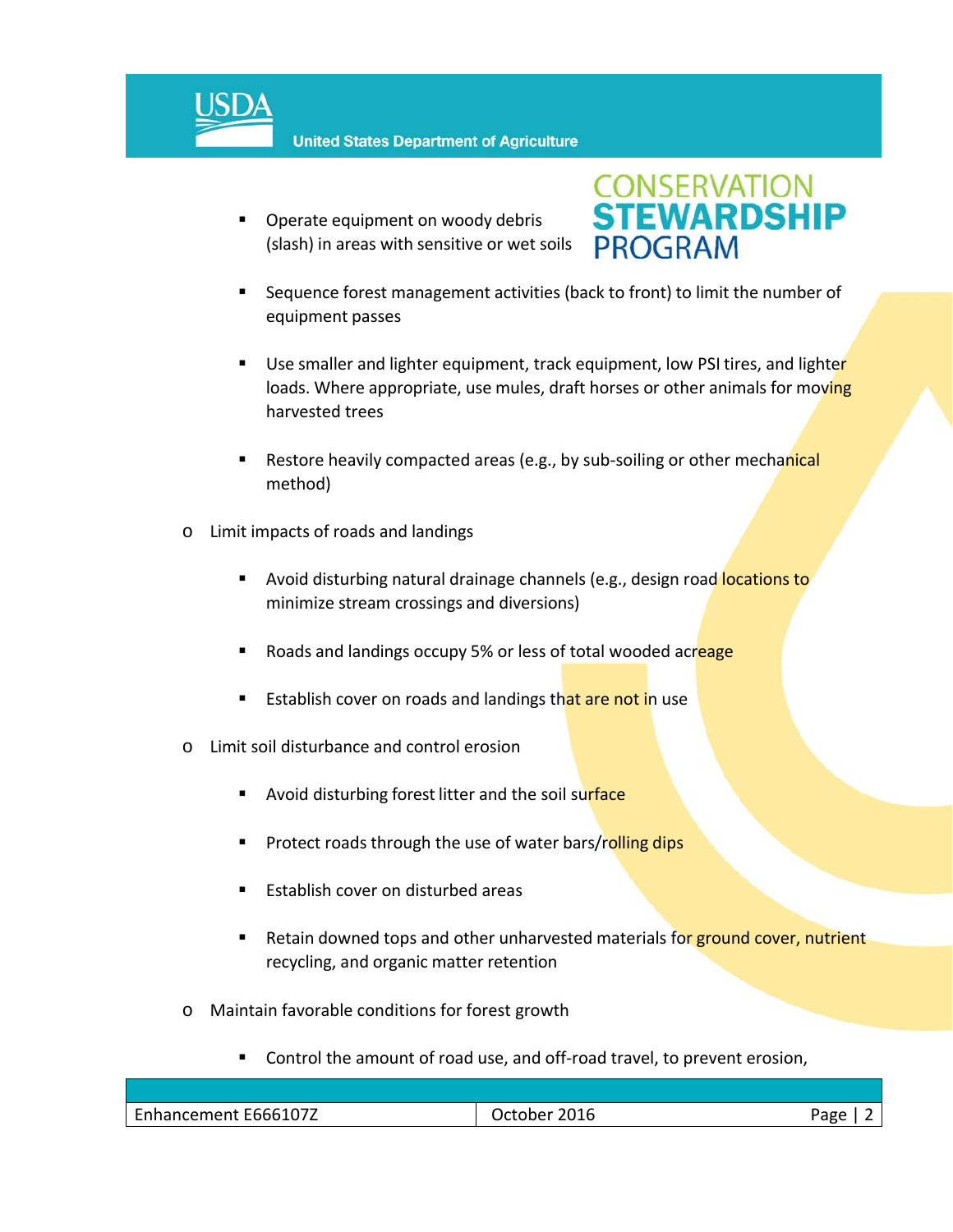- Operate equipment on woody debris (slash) in areas with sensitive or wet soils

- Sequence forest management activities (back to front) to limit the number of equipment passes

- Use smaller and lighter equipment, track equipment, low PSI tires, and lighter loads. Where appropriate, use mules, draft horses or other animals for moving harvested trees

- Restore heavily compacted areas (e.g., by sub-soiling or other mechanical method)

- Limit impacts of roads and landings

  - Avoid disturbing natural drainage channels (e.g., design road locations to minimize stream crossings and diversions)

  - Roads and landings occupy 5% or less of total wooded acreage

  - Establish cover on roads and landings that are not in use

- Limit soil disturbance and control erosion

  - Avoid disturbing forest litter and the soil surface

  - Protect roads through the use of water bars/rolling dips

  - Establish cover on disturbed areas

  - Retain downed tops and other unharvested materials for ground cover, nutrient recycling, and organic matter retention

- Maintain favorable conditions for forest growth

  - Control the amount of road use, and off-road travel, to prevent erosion,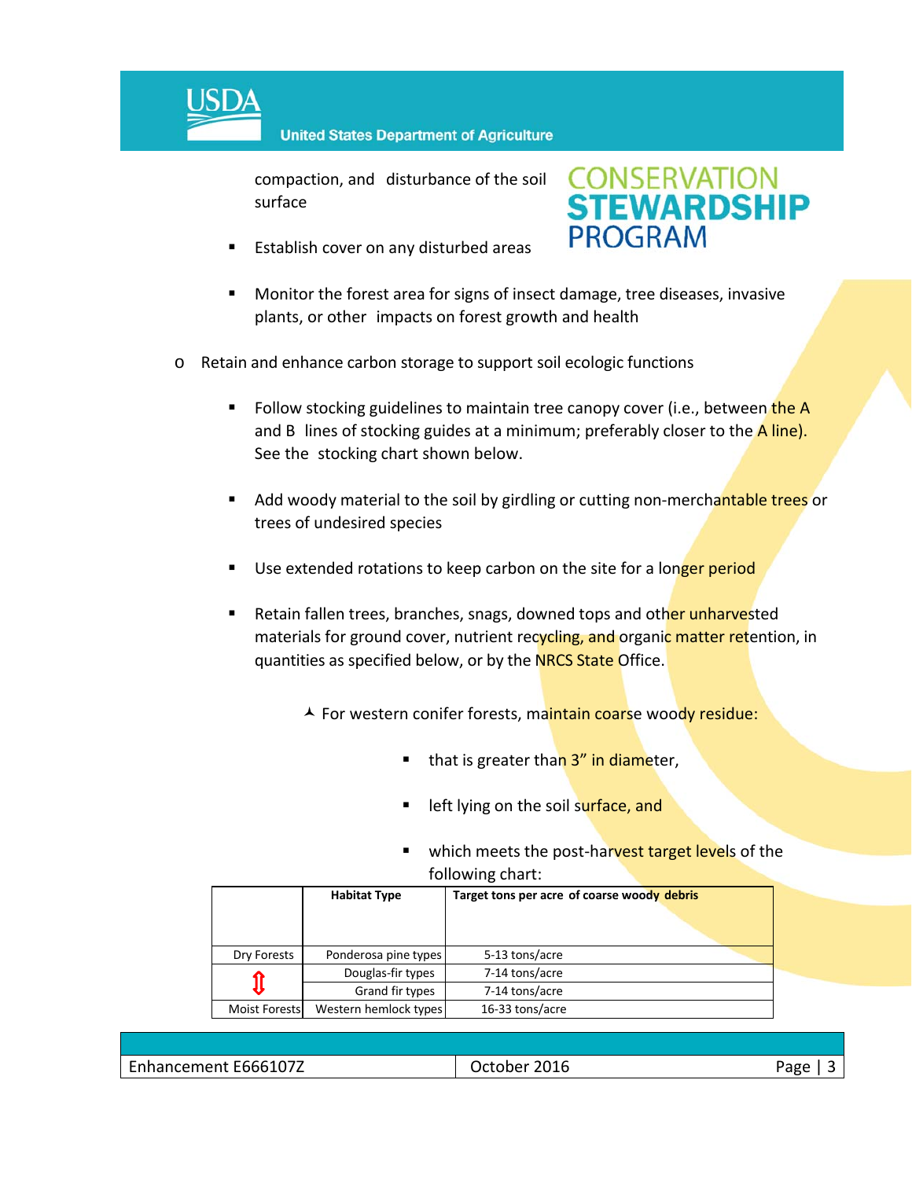compaction, and disturbance of the soil surface

- Establish cover on any disturbed areas

- Monitor the forest area for signs of insect damage, tree diseases, invasive plants, or other impacts on forest growth and health

- Retain and enhance carbon storage to support soil ecologic functions

  - Follow stocking guidelines to maintain tree canopy cover (i.e., between the A and B lines of stocking guides at a minimum; preferably closer to the A line). See the stocking chart shown below.

  - Add woody material to the soil by girdling or cutting non-merchantable trees or trees of undesired species

  - Use extended rotations to keep carbon on the site for a longer period

  - Retain fallen trees, branches, snags, downed tops and other unharvested materials for ground cover, nutrient recycling, and organic matter retention, in quantities as specified below, or by the NRCS State Office.

    - For western conifer forests, maintain coarse woody residue:

      - that is greater than 3" in diameter,

      - left lying on the soil surface, and

      - which meets the post-harvest target levels of the following chart:

| | Habitat Type | Target tons per acre of coarse woody debris |
|---|---|---|
| Dry Forests | Ponderosa pine types | 5-13 tons/acre |
| ⇕ | Douglas-fir types | 7-14 tons/acre |
| | Grand fir types | 7-14 tons/acre |
| Moist Forests | Western hemlock types | 16-33 tons/acre |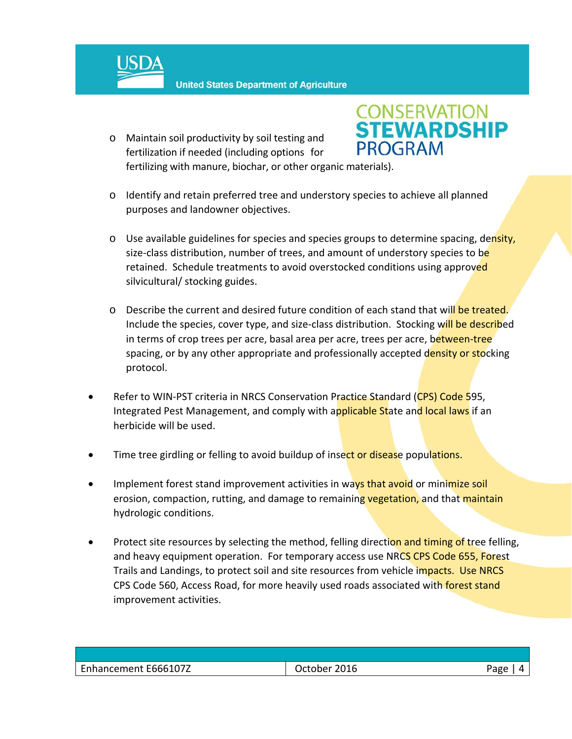- Maintain soil productivity by soil testing and fertilization if needed (including options for fertilizing with manure, biochar, or other organic materials).

- Identify and retain preferred tree and understory species to achieve all planned purposes and landowner objectives.

- Use available guidelines for species and species groups to determine spacing, density, size-class distribution, number of trees, and amount of understory species to be retained. Schedule treatments to avoid overstocked conditions using approved silvicultural/ stocking guides.

- Describe the current and desired future condition of each stand that will be treated. Include the species, cover type, and size-class distribution. Stocking will be described in terms of crop trees per acre, basal area per acre, trees per acre, between-tree spacing, or by any other appropriate and professionally accepted density or stocking protocol.

- Refer to WIN-PST criteria in NRCS Conservation Practice Standard (CPS) Code 595, Integrated Pest Management, and comply with applicable State and local laws if an herbicide will be used.

- Time tree girdling or felling to avoid buildup of insect or disease populations.

- Implement forest stand improvement activities in ways that avoid or minimize soil erosion, compaction, rutting, and damage to remaining vegetation, and that maintain hydrologic conditions.

- Protect site resources by selecting the method, felling direction and timing of tree felling, and heavy equipment operation. For temporary access use NRCS CPS Code 655, Forest Trails and Landings, to protect soil and site resources from vehicle impacts. Use NRCS CPS Code 560, Access Road, for more heavily used roads associated with forest stand improvement activities.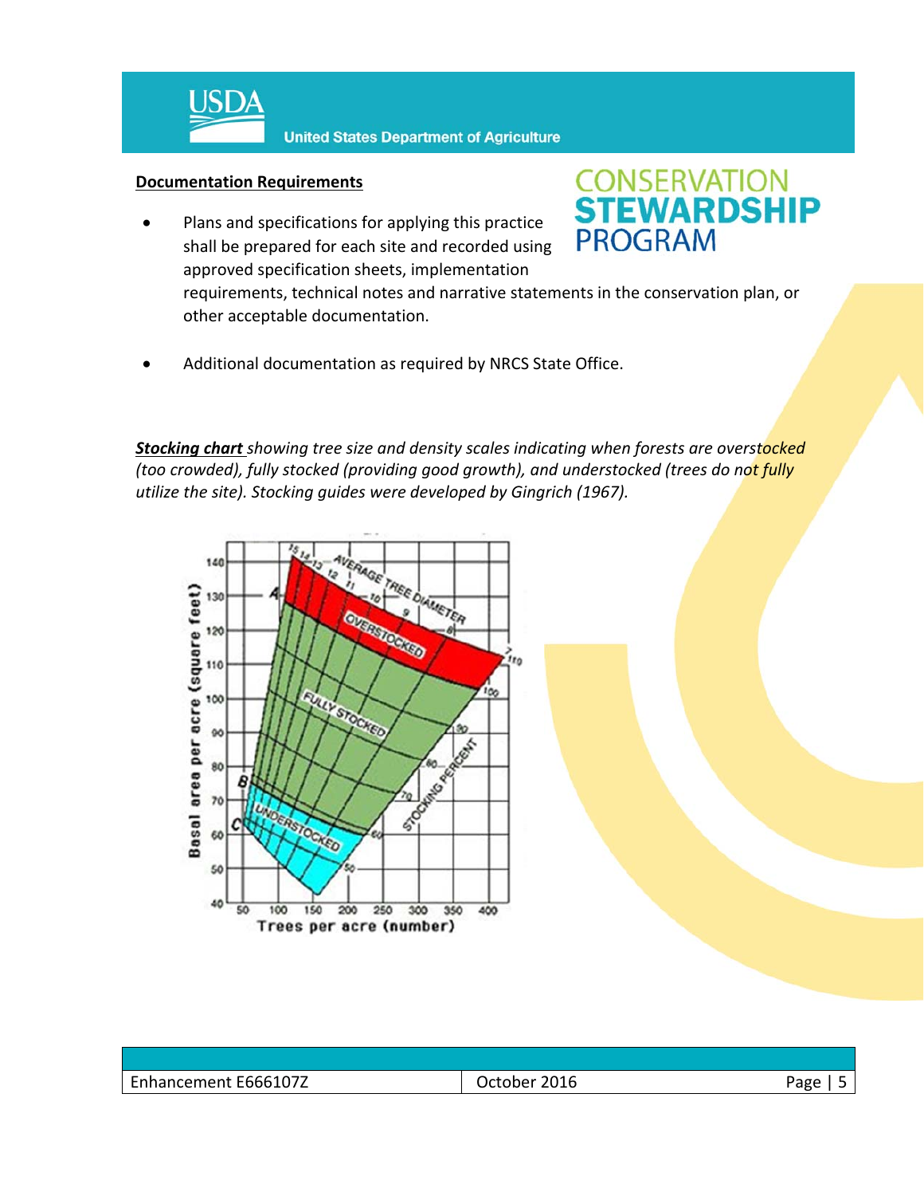## Documentation Requirements

- Plans and specifications for applying this practice shall be prepared for each site and recorded using approved specification sheets, implementation requirements, technical notes and narrative statements in the conservation plan, or other acceptable documentation.
- Additional documentation as required by NRCS State Office.

***Stocking chart*** *showing tree size and density scales indicating when forests are overstocked (too crowded), fully stocked (providing good growth), and understocked (trees do not fully utilize the site). Stocking guides were developed by Gingrich (1967).*

Basal area per acre (square feet)

140
130
120
110
100
90
80
70
60
50
40

Trees per acre (number)

50 100 150 200 250 300 350 400

AVERAGE TREE DIAMETER

15 14 13 12 11 10 9 8 7

A
B
C

OVERSTOCKED

FULLY STOCKED

UNDERSTOCKED

STOCKING PERCENT

110 100 90 80 70 60 50